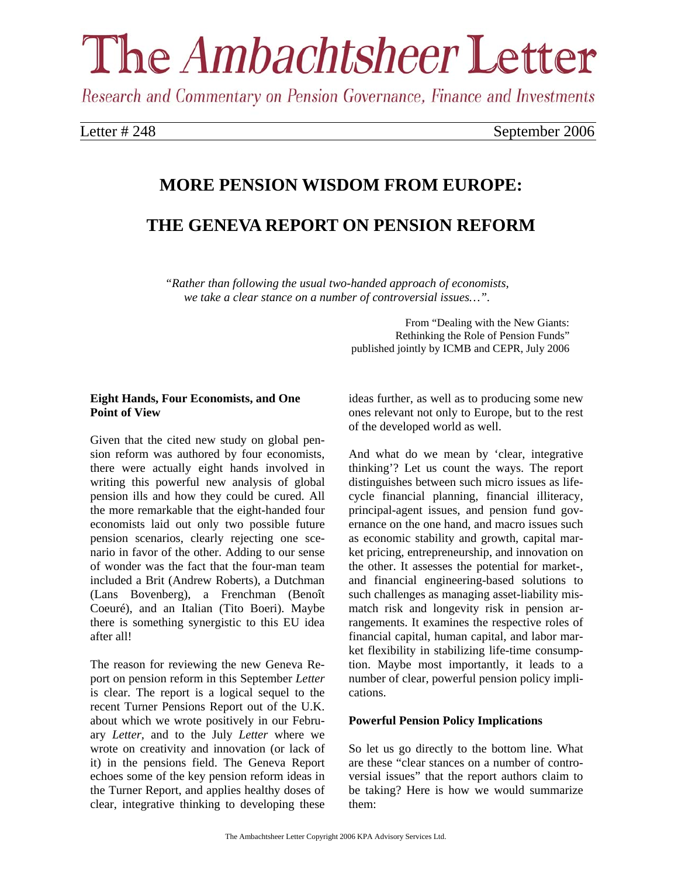# The *Ambachtsheer* Letter

*Research and Commentary on Pension Governance, Finance and Investments*

Letter # 248 September 2006

## MORE PENSION WISDOM FROM EUROPE:

## THE GENEVA REPORT ON PENSION REFORM

*"Rather than following the usual two-handed approach of economists, we take a clear stance on a number of controversial issues…".*

From "Dealing with the New Giants: Rethinking the Role of Pension Funds" published jointly by ICMB and CEPR, July 2006

### Eight Hands, Four Economists, and One Point of View

Given that the cited new study on global pension reform was authored by four economists, there were actually eight hands involved in writing this powerful new analysis of global pension ills and how they could be cured. All the more remarkable that the eight-handed four economists laid out only two possible future pension scenarios, clearly rejecting one scenario in favor of the other. Adding to our sense of wonder was the fact that the four-man team included a Brit (Andrew Roberts), a Dutchman (Lans Bovenberg), a Frenchman (Benoît Coeuré), and an Italian (Tito Boeri). Maybe there is something synergistic to this EU idea after all!

The reason for reviewing the new Geneva Report on pension reform in this September *Letter* is clear. The report is a logical sequel to the recent Turner Pensions Report out of the U.K. about which we wrote positively in our February *Letter*, and to the July *Letter* where we wrote on creativity and innovation (or lack of it) in the pensions field. The Geneva Report echoes some of the key pension reform ideas in the Turner Report, and applies healthy doses of clear, integrative thinking to developing these ideas further, as well as to producing some new ones relevant not only to Europe, but to the rest of the developed world as well.

And what do we mean by 'clear, integrative thinking'? Let us count the ways. The report distinguishes between such micro issues as life-cycle financial planning, financial illiteracy, principal-agent issues, and pension fund governance on the one hand, and macro issues such as economic stability and growth, capital market pricing, entrepreneurship, and innovation on the other. It assesses the potential for market-, and financial engineering-based solutions to such challenges as managing asset-liability mismatch risk and longevity risk in pension arrangements. It examines the respective roles of financial capital, human capital, and labor market flexibility in stabilizing life-time consumption. Maybe most importantly, it leads to a number of clear, powerful pension policy implications.

### Powerful Pension Policy Implications

So let us go directly to the bottom line. What are these "clear stances on a number of controversial issues" that the report authors claim to be taking? Here is how we would summarize them: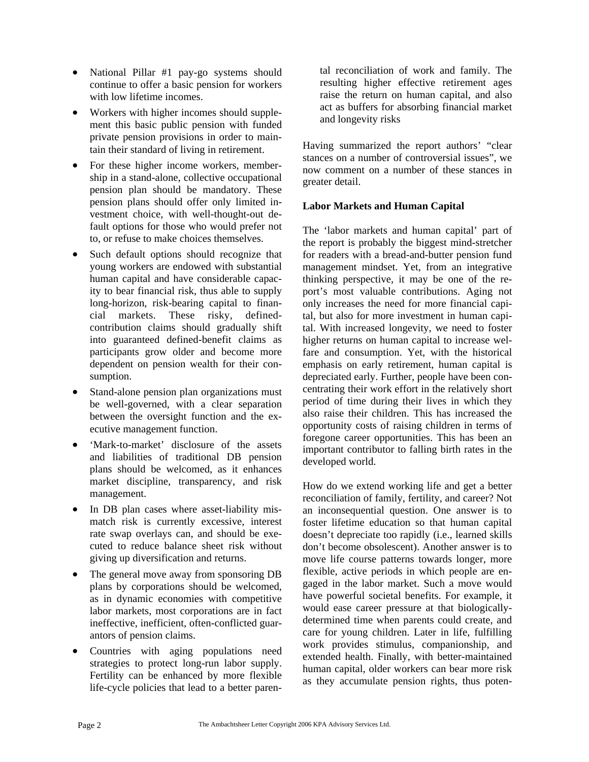- National Pillar #1 pay-go systems should continue to offer a basic pension for workers with low lifetime incomes.
- Workers with higher incomes should supplement this basic public pension with funded private pension provisions in order to maintain their standard of living in retirement.
- For these higher income workers, membership in a stand-alone, collective occupational pension plan should be mandatory. These pension plans should offer only limited investment choice, with well-thought-out default options for those who would prefer not to, or refuse to make choices themselves.
- Such default options should recognize that young workers are endowed with substantial human capital and have considerable capacity to bear financial risk, thus able to supply long-horizon, risk-bearing capital to financial markets. These risky, defined-contribution claims should gradually shift into guaranteed defined-benefit claims as participants grow older and become more dependent on pension wealth for their consumption.
- Stand-alone pension plan organizations must be well-governed, with a clear separation between the oversight function and the executive management function.
- 'Mark-to-market' disclosure of the assets and liabilities of traditional DB pension plans should be welcomed, as it enhances market discipline, transparency, and risk management.
- In DB plan cases where asset-liability mismatch risk is currently excessive, interest rate swap overlays can, and should be executed to reduce balance sheet risk without giving up diversification and returns.
- The general move away from sponsoring DB plans by corporations should be welcomed, as in dynamic economies with competitive labor markets, most corporations are in fact ineffective, inefficient, often-conflicted guarantors of pension claims.
- Countries with aging populations need strategies to protect long-run labor supply. Fertility can be enhanced by more flexible life-cycle policies that lead to a better parental reconciliation of work and family. The resulting higher effective retirement ages raise the return on human capital, and also act as buffers for absorbing financial market and longevity risks

Having summarized the report authors' "clear stances on a number of controversial issues", we now comment on a number of these stances in greater detail.

**Labor Markets and Human Capital**

The 'labor markets and human capital' part of the report is probably the biggest mind-stretcher for readers with a bread-and-butter pension fund management mindset. Yet, from an integrative thinking perspective, it may be one of the report's most valuable contributions. Aging not only increases the need for more financial capital, but also for more investment in human capital. With increased longevity, we need to foster higher returns on human capital to increase welfare and consumption. Yet, with the historical emphasis on early retirement, human capital is depreciated early. Further, people have been concentrating their work effort in the relatively short period of time during their lives in which they also raise their children. This has increased the opportunity costs of raising children in terms of foregone career opportunities. This has been an important contributor to falling birth rates in the developed world.

How do we extend working life and get a better reconciliation of family, fertility, and career? Not an inconsequential question. One answer is to foster lifetime education so that human capital doesn't depreciate too rapidly (i.e., learned skills don't become obsolescent). Another answer is to move life course patterns towards longer, more flexible, active periods in which people are engaged in the labor market. Such a move would have powerful societal benefits. For example, it would ease career pressure at that biologically-determined time when parents could create, and care for young children. Later in life, fulfilling work provides stimulus, companionship, and extended health. Finally, with better-maintained human capital, older workers can bear more risk as they accumulate pension rights, thus poten-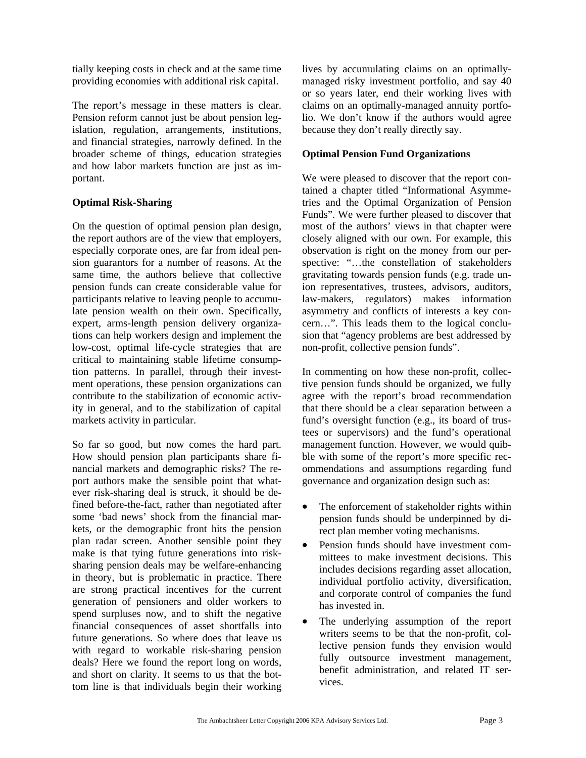tially keeping costs in check and at the same time providing economies with additional risk capital.

The report's message in these matters is clear. Pension reform cannot just be about pension legislation, regulation, arrangements, institutions, and financial strategies, narrowly defined. In the broader scheme of things, education strategies and how labor markets function are just as important.

**Optimal Risk-Sharing**

On the question of optimal pension plan design, the report authors are of the view that employers, especially corporate ones, are far from ideal pension guarantors for a number of reasons. At the same time, the authors believe that collective pension funds can create considerable value for participants relative to leaving people to accumulate pension wealth on their own. Specifically, expert, arms-length pension delivery organizations can help workers design and implement the low-cost, optimal life-cycle strategies that are critical to maintaining stable lifetime consumption patterns. In parallel, through their investment operations, these pension organizations can contribute to the stabilization of economic activity in general, and to the stabilization of capital markets activity in particular.

So far so good, but now comes the hard part. How should pension plan participants share financial markets and demographic risks? The report authors make the sensible point that whatever risk-sharing deal is struck, it should be defined before-the-fact, rather than negotiated after some 'bad news' shock from the financial markets, or the demographic front hits the pension plan radar screen. Another sensible point they make is that tying future generations into risk-sharing pension deals may be welfare-enhancing in theory, but is problematic in practice. There are strong practical incentives for the current generation of pensioners and older workers to spend surpluses now, and to shift the negative financial consequences of asset shortfalls into future generations. So where does that leave us with regard to workable risk-sharing pension deals? Here we found the report long on words, and short on clarity. It seems to us that the bottom line is that individuals begin their working lives by accumulating claims on an optimally-managed risky investment portfolio, and say 40 or so years later, end their working lives with claims on an optimally-managed annuity portfolio. We don't know if the authors would agree because they don't really directly say.

**Optimal Pension Fund Organizations**

We were pleased to discover that the report contained a chapter titled "Informational Asymmetries and the Optimal Organization of Pension Funds". We were further pleased to discover that most of the authors' views in that chapter were closely aligned with our own. For example, this observation is right on the money from our perspective: "…the constellation of stakeholders gravitating towards pension funds (e.g. trade union representatives, trustees, advisors, auditors, law-makers, regulators) makes information asymmetry and conflicts of interests a key concern…". This leads them to the logical conclusion that "agency problems are best addressed by non-profit, collective pension funds".

In commenting on how these non-profit, collective pension funds should be organized, we fully agree with the report's broad recommendation that there should be a clear separation between a fund's oversight function (e.g., its board of trustees or supervisors) and the fund's operational management function. However, we would quibble with some of the report's more specific recommendations and assumptions regarding fund governance and organization design such as:

- The enforcement of stakeholder rights within pension funds should be underpinned by direct plan member voting mechanisms.
- Pension funds should have investment committees to make investment decisions. This includes decisions regarding asset allocation, individual portfolio activity, diversification, and corporate control of companies the fund has invested in.
- The underlying assumption of the report writers seems to be that the non-profit, collective pension funds they envision would fully outsource investment management, benefit administration, and related IT services.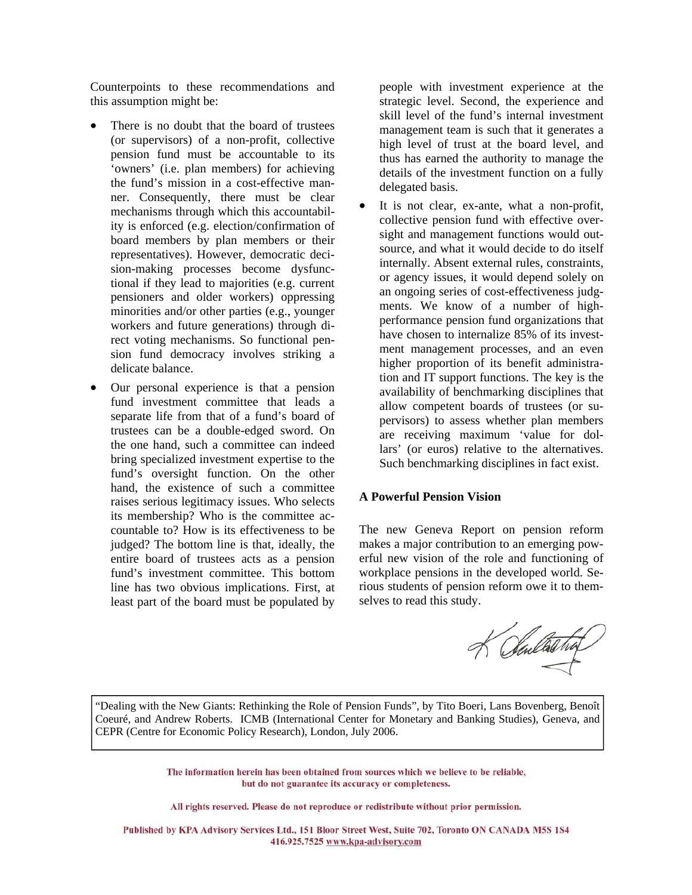Counterpoints to these recommendations and this assumption might be:

- There is no doubt that the board of trustees (or supervisors) of a non-profit, collective pension fund must be accountable to its 'owners' (i.e. plan members) for achieving the fund's mission in a cost-effective manner. Consequently, there must be clear mechanisms through which this accountability is enforced (e.g. election/confirmation of board members by plan members or their representatives). However, democratic decision-making processes become dysfunctional if they lead to majorities (e.g. current pensioners and older workers) oppressing minorities and/or other parties (e.g., younger workers and future generations) through direct voting mechanisms. So functional pension fund democracy involves striking a delicate balance.
- Our personal experience is that a pension fund investment committee that leads a separate life from that of a fund's board of trustees can be a double-edged sword. On the one hand, such a committee can indeed bring specialized investment expertise to the fund's oversight function. On the other hand, the existence of such a committee raises serious legitimacy issues. Who selects its membership? Who is the committee accountable to? How is its effectiveness to be judged? The bottom line is that, ideally, the entire board of trustees acts as a pension fund's investment committee. This bottom line has two obvious implications. First, at least part of the board must be populated by people with investment experience at the strategic level. Second, the experience and skill level of the fund's internal investment management team is such that it generates a high level of trust at the board level, and thus has earned the authority to manage the details of the investment function on a fully delegated basis.
- It is not clear, ex-ante, what a non-profit, collective pension fund with effective oversight and management functions would outsource, and what it would decide to do itself internally. Absent external rules, constraints, or agency issues, it would depend solely on an ongoing series of cost-effectiveness judgments. We know of a number of high-performance pension fund organizations that have chosen to internalize 85% of its investment management processes, and an even higher proportion of its benefit administration and IT support functions. The key is the availability of benchmarking disciplines that allow competent boards of trustees (or supervisors) to assess whether plan members are receiving maximum 'value for dollars' (or euros) relative to the alternatives. Such benchmarking disciplines in fact exist.

### A Powerful Pension Vision

The new Geneva Report on pension reform makes a major contribution to an emerging powerful new vision of the role and functioning of workplace pensions in the developed world. Serious students of pension reform owe it to themselves to read this study.

K Ambachtsheer

"Dealing with the New Giants: Rethinking the Role of Pension Funds", by Tito Boeri, Lans Bovenberg, Benoît Coeuré, and Andrew Roberts. ICMB (International Center for Monetary and Banking Studies), Geneva, and CEPR (Centre for Economic Policy Research), London, July 2006.

The information herein has been obtained from sources which we believe to be reliable, but do not guarantee its accuracy or completeness.

All rights reserved. Please do not reproduce or redistribute without prior permission.

Published by KPA Advisory Services Ltd., 151 Bloor Street West, Suite 702, Toronto ON CANADA M5S 1S4
416.925.7525 www.kpa-advisory.com